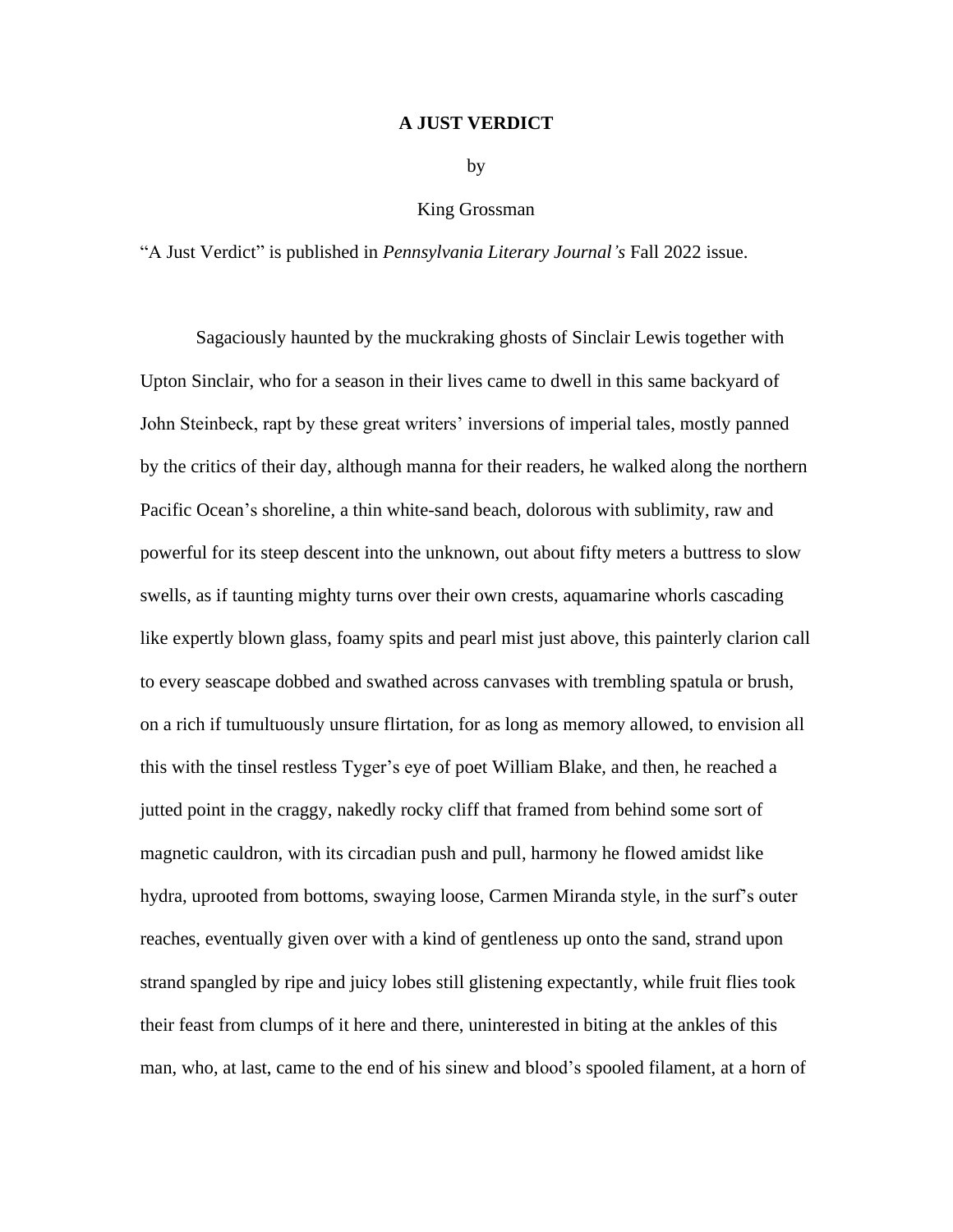# A JUST VERDICT

by

King Grossman

"A Just Verdict" is published in *Pennsylvania Literary Journal's* Fall 2022 issue.

Sagaciously haunted by the muckraking ghosts of Sinclair Lewis together with Upton Sinclair, who for a season in their lives came to dwell in this same backyard of John Steinbeck, rapt by these great writers' inversions of imperial tales, mostly panned by the critics of their day, although manna for their readers, he walked along the northern Pacific Ocean's shoreline, a thin white-sand beach, dolorous with sublimity, raw and powerful for its steep descent into the unknown, out about fifty meters a buttress to slow swells, as if taunting mighty turns over their own crests, aquamarine whorls cascading like expertly blown glass, foamy spits and pearl mist just above, this painterly clarion call to every seascape dobbed and swathed across canvases with trembling spatula or brush, on a rich if tumultuously unsure flirtation, for as long as memory allowed, to envision all this with the tinsel restless Tyger's eye of poet William Blake, and then, he reached a jutted point in the craggy, nakedly rocky cliff that framed from behind some sort of magnetic cauldron, with its circadian push and pull, harmony he flowed amidst like hydra, uprooted from bottoms, swaying loose, Carmen Miranda style, in the surf's outer reaches, eventually given over with a kind of gentleness up onto the sand, strand upon strand spangled by ripe and juicy lobes still glistening expectantly, while fruit flies took their feast from clumps of it here and there, uninterested in biting at the ankles of this man, who, at last, came to the end of his sinew and blood's spooled filament, at a horn of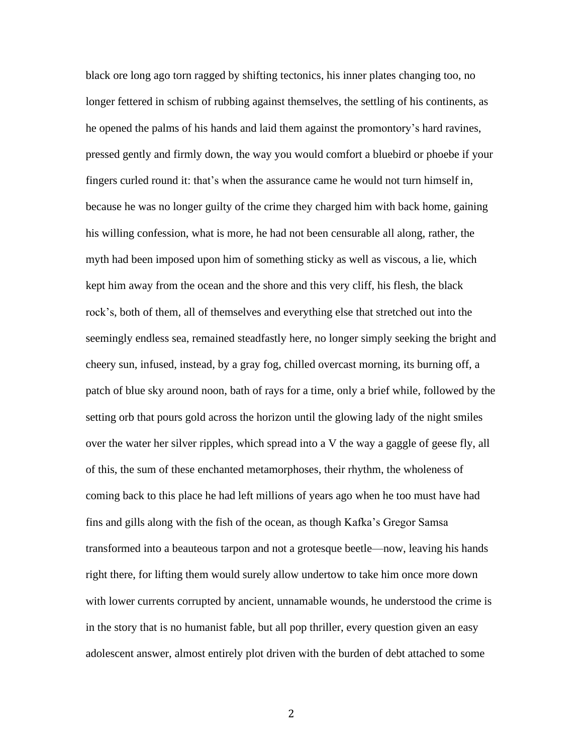black ore long ago torn ragged by shifting tectonics, his inner plates changing too, no longer fettered in schism of rubbing against themselves, the settling of his continents, as he opened the palms of his hands and laid them against the promontory's hard ravines, pressed gently and firmly down, the way you would comfort a bluebird or phoebe if your fingers curled round it: that's when the assurance came he would not turn himself in, because he was no longer guilty of the crime they charged him with back home, gaining his willing confession, what is more, he had not been censurable all along, rather, the myth had been imposed upon him of something sticky as well as viscous, a lie, which kept him away from the ocean and the shore and this very cliff, his flesh, the black rock's, both of them, all of themselves and everything else that stretched out into the seemingly endless sea, remained steadfastly here, no longer simply seeking the bright and cheery sun, infused, instead, by a gray fog, chilled overcast morning, its burning off, a patch of blue sky around noon, bath of rays for a time, only a brief while, followed by the setting orb that pours gold across the horizon until the glowing lady of the night smiles over the water her silver ripples, which spread into a V the way a gaggle of geese fly, all of this, the sum of these enchanted metamorphoses, their rhythm, the wholeness of coming back to this place he had left millions of years ago when he too must have had fins and gills along with the fish of the ocean, as though Kafka's Gregor Samsa transformed into a beauteous tarpon and not a grotesque beetle—now, leaving his hands right there, for lifting them would surely allow undertow to take him once more down with lower currents corrupted by ancient, unnamable wounds, he understood the crime is in the story that is no humanist fable, but all pop thriller, every question given an easy adolescent answer, almost entirely plot driven with the burden of debt attached to some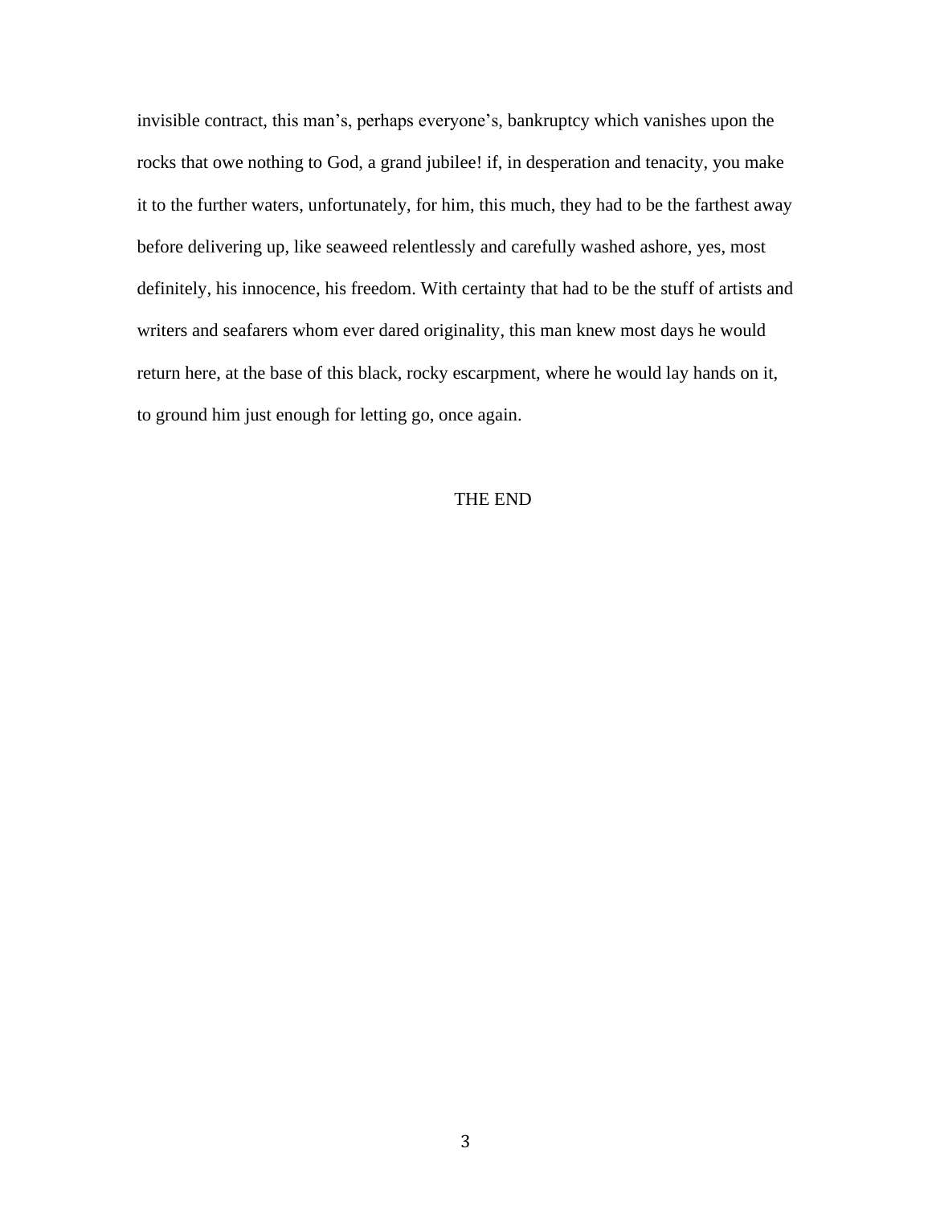invisible contract, this man's, perhaps everyone's, bankruptcy which vanishes upon the rocks that owe nothing to God, a grand jubilee! if, in desperation and tenacity, you make it to the further waters, unfortunately, for him, this much, they had to be the farthest away before delivering up, like seaweed relentlessly and carefully washed ashore, yes, most definitely, his innocence, his freedom. With certainty that had to be the stuff of artists and writers and seafarers whom ever dared originality, this man knew most days he would return here, at the base of this black, rocky escarpment, where he would lay hands on it, to ground him just enough for letting go, once again.

THE END